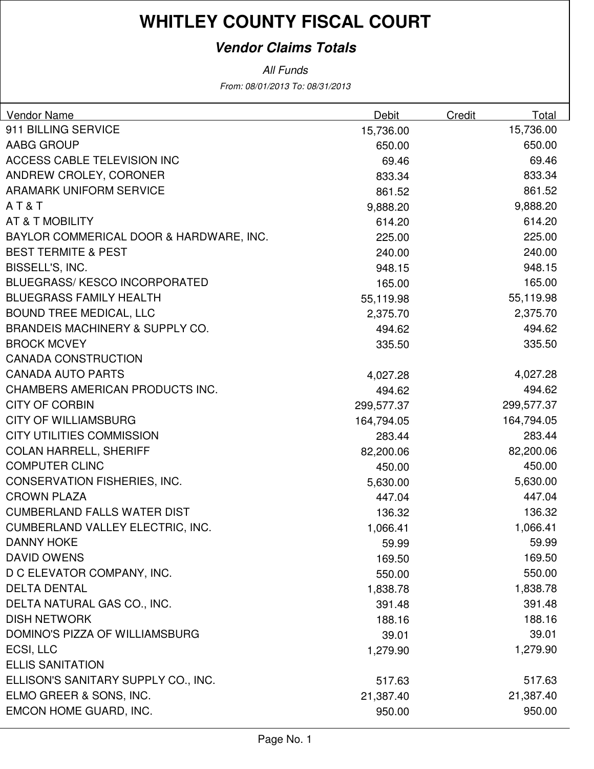# WHITLEY COUNTY FISCAL COURT

## *Vendor Claims Totals*

*All Funds*

*From: 08/01/2013 To: 08/31/2013*

| Vendor Name | Debit | Credit | Total |
|---|---|---|---|
| 911 BILLING SERVICE | 15,736.00 | | 15,736.00 |
| AABG GROUP | 650.00 | | 650.00 |
| ACCESS CABLE TELEVISION INC | 69.46 | | 69.46 |
| ANDREW CROLEY, CORONER | 833.34 | | 833.34 |
| ARAMARK UNIFORM SERVICE | 861.52 | | 861.52 |
| A T & T | 9,888.20 | | 9,888.20 |
| AT & T MOBILITY | 614.20 | | 614.20 |
| BAYLOR COMMERICAL DOOR & HARDWARE, INC. | 225.00 | | 225.00 |
| BEST TERMITE & PEST | 240.00 | | 240.00 |
| BISSELL'S, INC. | 948.15 | | 948.15 |
| BLUEGRASS/ KESCO INCORPORATED | 165.00 | | 165.00 |
| BLUEGRASS FAMILY HEALTH | 55,119.98 | | 55,119.98 |
| BOUND TREE MEDICAL, LLC | 2,375.70 | | 2,375.70 |
| BRANDEIS MACHINERY & SUPPLY CO. | 494.62 | | 494.62 |
| BROCK MCVEY | 335.50 | | 335.50 |
| CANADA CONSTRUCTION | | | |
| CANADA AUTO PARTS | 4,027.28 | | 4,027.28 |
| CHAMBERS AMERICAN PRODUCTS INC. | 494.62 | | 494.62 |
| CITY OF CORBIN | 299,577.37 | | 299,577.37 |
| CITY OF WILLIAMSBURG | 164,794.05 | | 164,794.05 |
| CITY UTILITIES COMMISSION | 283.44 | | 283.44 |
| COLAN HARRELL, SHERIFF | 82,200.06 | | 82,200.06 |
| COMPUTER CLINC | 450.00 | | 450.00 |
| CONSERVATION FISHERIES, INC. | 5,630.00 | | 5,630.00 |
| CROWN PLAZA | 447.04 | | 447.04 |
| CUMBERLAND FALLS WATER DIST | 136.32 | | 136.32 |
| CUMBERLAND VALLEY ELECTRIC, INC. | 1,066.41 | | 1,066.41 |
| DANNY HOKE | 59.99 | | 59.99 |
| DAVID OWENS | 169.50 | | 169.50 |
| D C ELEVATOR COMPANY, INC. | 550.00 | | 550.00 |
| DELTA DENTAL | 1,838.78 | | 1,838.78 |
| DELTA NATURAL GAS CO., INC. | 391.48 | | 391.48 |
| DISH NETWORK | 188.16 | | 188.16 |
| DOMINO'S PIZZA OF WILLIAMSBURG | 39.01 | | 39.01 |
| ECSI, LLC | 1,279.90 | | 1,279.90 |
| ELLIS SANITATION | | | |
| ELLISON'S SANITARY SUPPLY CO., INC. | 517.63 | | 517.63 |
| ELMO GREER & SONS, INC. | 21,387.40 | | 21,387.40 |
| EMCON HOME GUARD, INC. | 950.00 | | 950.00 |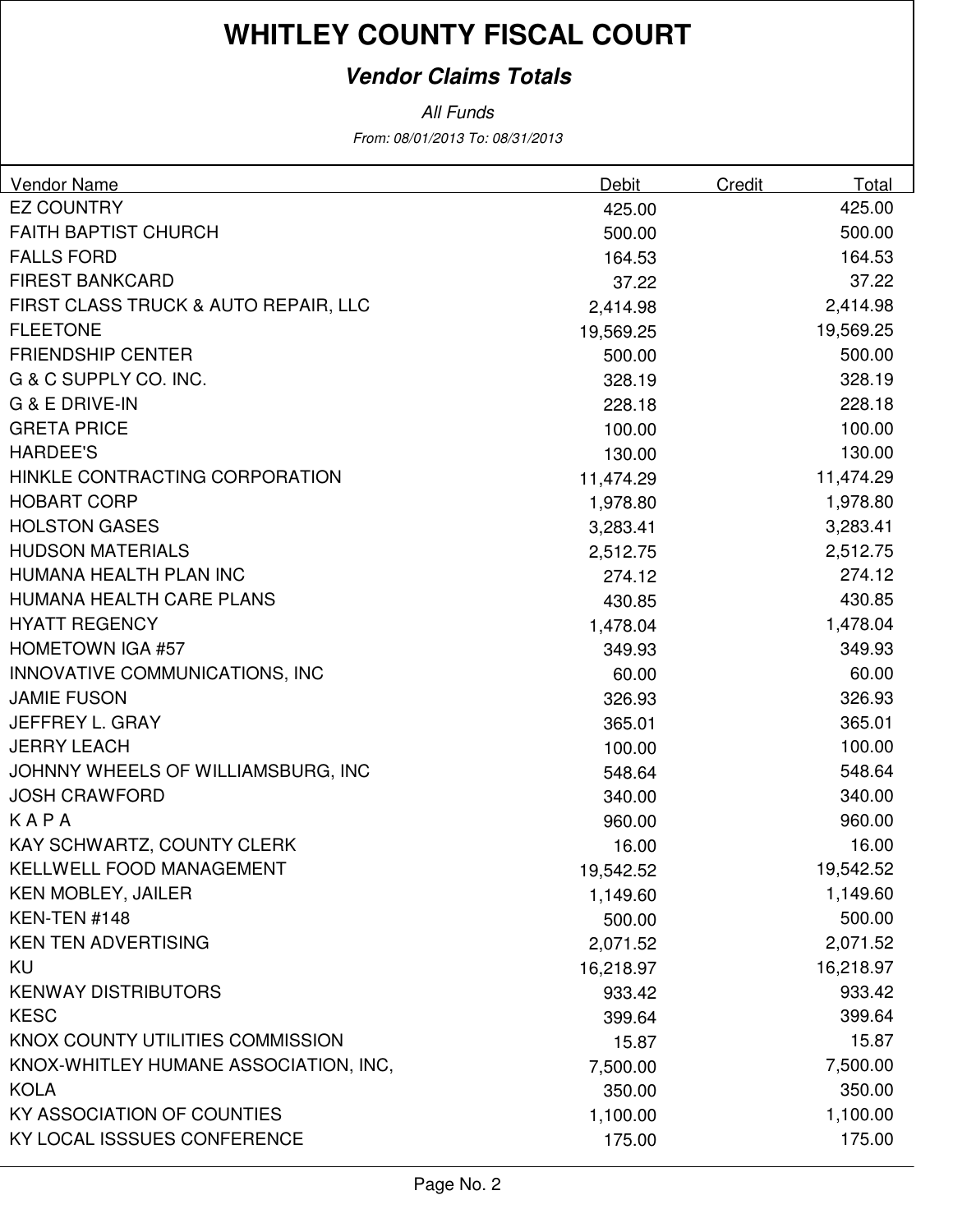# WHITLEY COUNTY FISCAL COURT

## *Vendor Claims Totals*

*All Funds*

*From: 08/01/2013 To: 08/31/2013*

| Vendor Name | Debit | Credit | Total |
|---|---|---|---|
| EZ COUNTRY | 425.00 | | 425.00 |
| FAITH BAPTIST CHURCH | 500.00 | | 500.00 |
| FALLS FORD | 164.53 | | 164.53 |
| FIREST BANKCARD | 37.22 | | 37.22 |
| FIRST CLASS TRUCK & AUTO REPAIR, LLC | 2,414.98 | | 2,414.98 |
| FLEETONE | 19,569.25 | | 19,569.25 |
| FRIENDSHIP CENTER | 500.00 | | 500.00 |
| G & C SUPPLY CO. INC. | 328.19 | | 328.19 |
| G & E DRIVE-IN | 228.18 | | 228.18 |
| GRETA PRICE | 100.00 | | 100.00 |
| HARDEE'S | 130.00 | | 130.00 |
| HINKLE CONTRACTING CORPORATION | 11,474.29 | | 11,474.29 |
| HOBART CORP | 1,978.80 | | 1,978.80 |
| HOLSTON GASES | 3,283.41 | | 3,283.41 |
| HUDSON MATERIALS | 2,512.75 | | 2,512.75 |
| HUMANA HEALTH PLAN INC | 274.12 | | 274.12 |
| HUMANA HEALTH CARE PLANS | 430.85 | | 430.85 |
| HYATT REGENCY | 1,478.04 | | 1,478.04 |
| HOMETOWN IGA #57 | 349.93 | | 349.93 |
| INNOVATIVE COMMUNICATIONS, INC | 60.00 | | 60.00 |
| JAMIE FUSON | 326.93 | | 326.93 |
| JEFFREY L. GRAY | 365.01 | | 365.01 |
| JERRY LEACH | 100.00 | | 100.00 |
| JOHNNY WHEELS OF WILLIAMSBURG, INC | 548.64 | | 548.64 |
| JOSH CRAWFORD | 340.00 | | 340.00 |
| K A P A | 960.00 | | 960.00 |
| KAY SCHWARTZ, COUNTY CLERK | 16.00 | | 16.00 |
| KELLWELL FOOD MANAGEMENT | 19,542.52 | | 19,542.52 |
| KEN MOBLEY, JAILER | 1,149.60 | | 1,149.60 |
| KEN-TEN #148 | 500.00 | | 500.00 |
| KEN TEN ADVERTISING | 2,071.52 | | 2,071.52 |
| KU | 16,218.97 | | 16,218.97 |
| KENWAY DISTRIBUTORS | 933.42 | | 933.42 |
| KESC | 399.64 | | 399.64 |
| KNOX COUNTY UTILITIES COMMISSION | 15.87 | | 15.87 |
| KNOX-WHITLEY HUMANE ASSOCIATION, INC, | 7,500.00 | | 7,500.00 |
| KOLA | 350.00 | | 350.00 |
| KY ASSOCIATION OF COUNTIES | 1,100.00 | | 1,100.00 |
| KY LOCAL ISSSUES CONFERENCE | 175.00 | | 175.00 |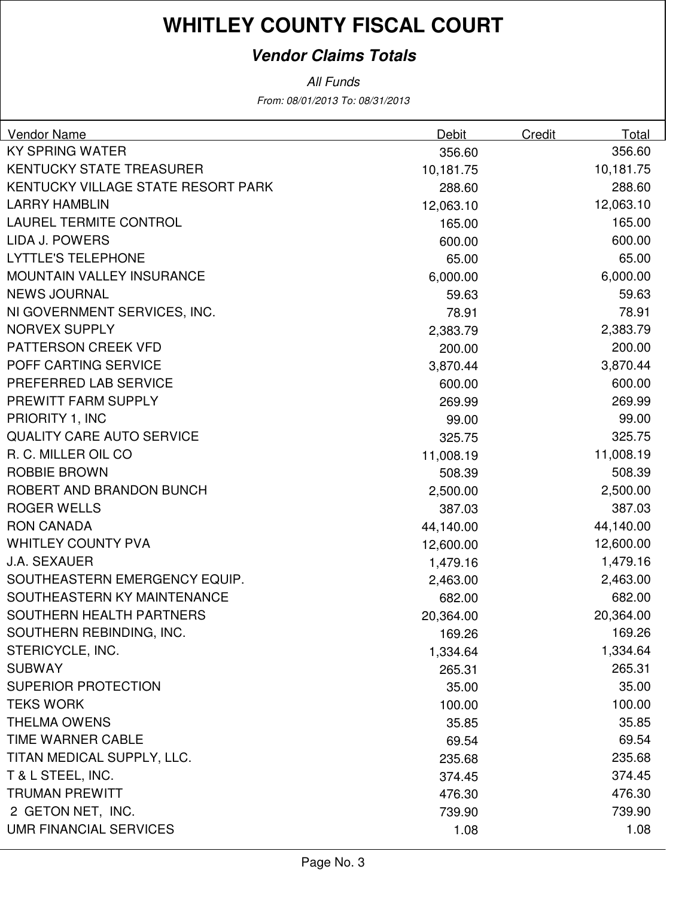# WHITLEY COUNTY FISCAL COURT

## *Vendor Claims Totals*

*All Funds*

*From: 08/01/2013 To: 08/31/2013*

| Vendor Name | Debit | Credit | Total |
|---|---|---|---|
| KY SPRING WATER | 356.60 | | 356.60 |
| KENTUCKY STATE TREASURER | 10,181.75 | | 10,181.75 |
| KENTUCKY VILLAGE STATE RESORT PARK | 288.60 | | 288.60 |
| LARRY HAMBLIN | 12,063.10 | | 12,063.10 |
| LAUREL TERMITE CONTROL | 165.00 | | 165.00 |
| LIDA J. POWERS | 600.00 | | 600.00 |
| LYTTLE'S TELEPHONE | 65.00 | | 65.00 |
| MOUNTAIN VALLEY INSURANCE | 6,000.00 | | 6,000.00 |
| NEWS JOURNAL | 59.63 | | 59.63 |
| NI GOVERNMENT SERVICES, INC. | 78.91 | | 78.91 |
| NORVEX SUPPLY | 2,383.79 | | 2,383.79 |
| PATTERSON CREEK VFD | 200.00 | | 200.00 |
| POFF CARTING SERVICE | 3,870.44 | | 3,870.44 |
| PREFERRED LAB SERVICE | 600.00 | | 600.00 |
| PREWITT FARM SUPPLY | 269.99 | | 269.99 |
| PRIORITY 1, INC | 99.00 | | 99.00 |
| QUALITY CARE AUTO SERVICE | 325.75 | | 325.75 |
| R. C. MILLER OIL CO | 11,008.19 | | 11,008.19 |
| ROBBIE BROWN | 508.39 | | 508.39 |
| ROBERT AND BRANDON BUNCH | 2,500.00 | | 2,500.00 |
| ROGER WELLS | 387.03 | | 387.03 |
| RON CANADA | 44,140.00 | | 44,140.00 |
| WHITLEY COUNTY PVA | 12,600.00 | | 12,600.00 |
| J.A. SEXAUER | 1,479.16 | | 1,479.16 |
| SOUTHEASTERN EMERGENCY EQUIP. | 2,463.00 | | 2,463.00 |
| SOUTHEASTERN KY MAINTENANCE | 682.00 | | 682.00 |
| SOUTHERN HEALTH PARTNERS | 20,364.00 | | 20,364.00 |
| SOUTHERN REBINDING, INC. | 169.26 | | 169.26 |
| STERICYCLE, INC. | 1,334.64 | | 1,334.64 |
| SUBWAY | 265.31 | | 265.31 |
| SUPERIOR PROTECTION | 35.00 | | 35.00 |
| TEKS WORK | 100.00 | | 100.00 |
| THELMA OWENS | 35.85 | | 35.85 |
| TIME WARNER CABLE | 69.54 | | 69.54 |
| TITAN MEDICAL SUPPLY, LLC. | 235.68 | | 235.68 |
| T & L STEEL, INC. | 374.45 | | 374.45 |
| TRUMAN PREWITT | 476.30 | | 476.30 |
| 2 GETON NET, INC. | 739.90 | | 739.90 |
| UMR FINANCIAL SERVICES | 1.08 | | 1.08 |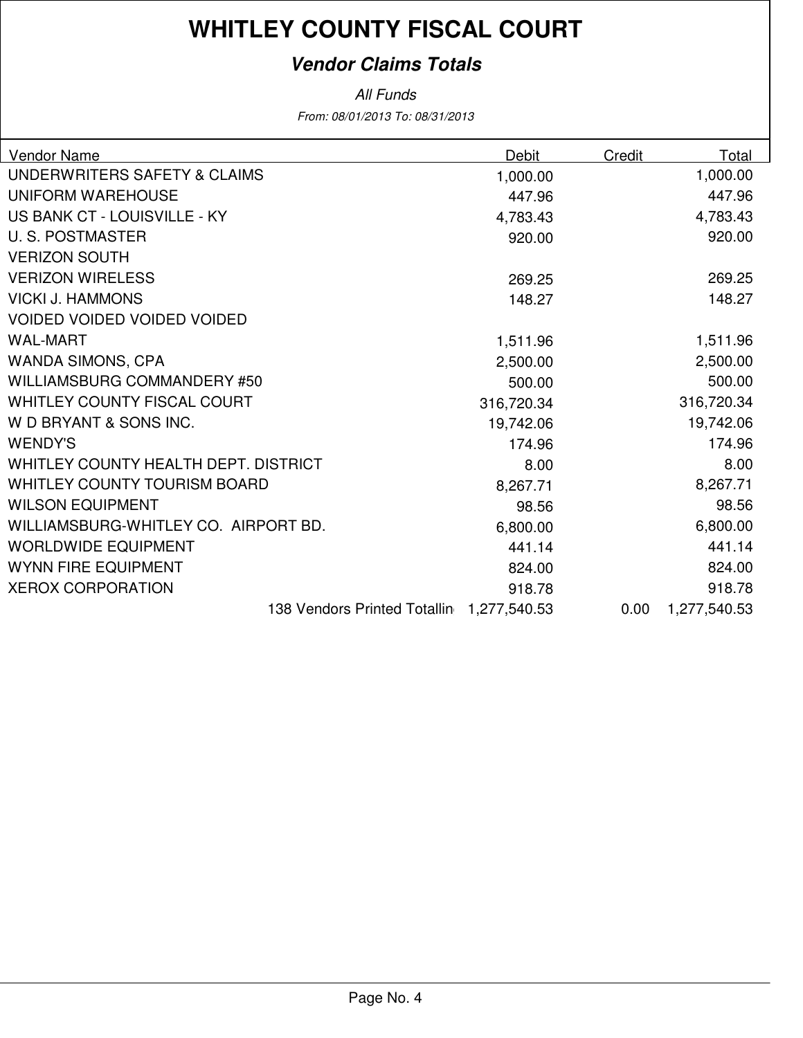# WHITLEY COUNTY FISCAL COURT

## *Vendor Claims Totals*

*All Funds*

*From: 08/01/2013 To: 08/31/2013*

| Vendor Name | Debit | Credit | Total |
|---|---|---|---|
| UNDERWRITERS SAFETY & CLAIMS | 1,000.00 | | 1,000.00 |
| UNIFORM WAREHOUSE | 447.96 | | 447.96 |
| US BANK CT - LOUISVILLE - KY | 4,783.43 | | 4,783.43 |
| U. S. POSTMASTER | 920.00 | | 920.00 |
| VERIZON SOUTH | | | |
| VERIZON WIRELESS | 269.25 | | 269.25 |
| VICKI J. HAMMONS | 148.27 | | 148.27 |
| VOIDED VOIDED VOIDED VOIDED | | | |
| WAL-MART | 1,511.96 | | 1,511.96 |
| WANDA SIMONS, CPA | 2,500.00 | | 2,500.00 |
| WILLIAMSBURG COMMANDERY #50 | 500.00 | | 500.00 |
| WHITLEY COUNTY FISCAL COURT | 316,720.34 | | 316,720.34 |
| W D BRYANT & SONS INC. | 19,742.06 | | 19,742.06 |
| WENDY'S | 174.96 | | 174.96 |
| WHITLEY COUNTY HEALTH DEPT. DISTRICT | 8.00 | | 8.00 |
| WHITLEY COUNTY TOURISM BOARD | 8,267.71 | | 8,267.71 |
| WILSON EQUIPMENT | 98.56 | | 98.56 |
| WILLIAMSBURG-WHITLEY CO. AIRPORT BD. | 6,800.00 | | 6,800.00 |
| WORLDWIDE EQUIPMENT | 441.14 | | 441.14 |
| WYNN FIRE EQUIPMENT | 824.00 | | 824.00 |
| XEROX CORPORATION | 918.78 | | 918.78 |
| 138 Vendors Printed Totallin | 1,277,540.53 | 0.00 | 1,277,540.53 |